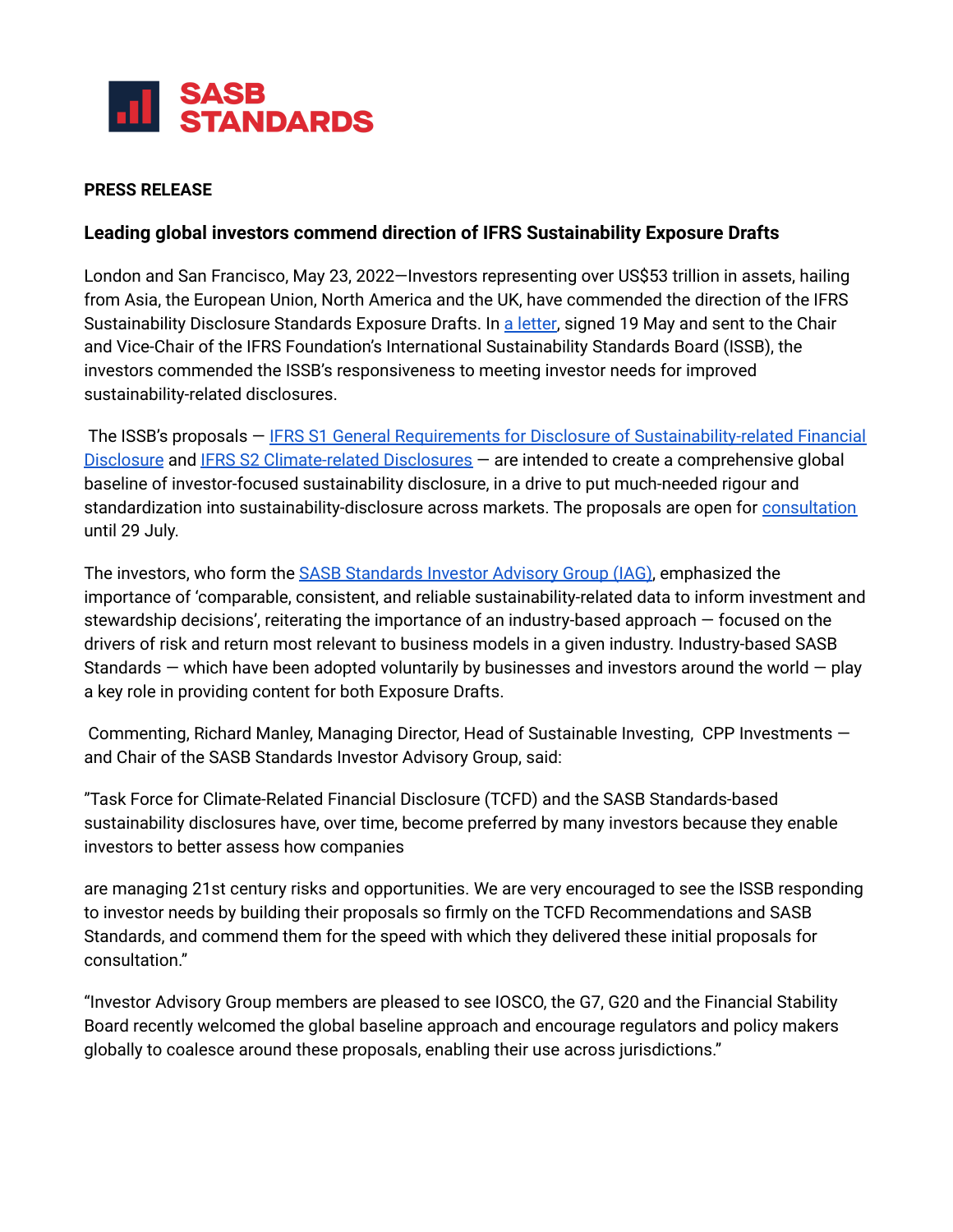**SASB STANDARDS**

**PRESS RELEASE**

**Leading global investors commend direction of IFRS Sustainability Exposure Drafts**

London and San Francisco, May 23, 2022—Investors representing over US$53 trillion in assets, hailing from Asia, the European Union, North America and the UK, have commended the direction of the IFRS Sustainability Disclosure Standards Exposure Drafts. In a letter, signed 19 May and sent to the Chair and Vice-Chair of the IFRS Foundation's International Sustainability Standards Board (ISSB), the investors commended the ISSB's responsiveness to meeting investor needs for improved sustainability-related disclosures.

The ISSB's proposals — IFRS S1 General Requirements for Disclosure of Sustainability-related Financial Disclosure and IFRS S2 Climate-related Disclosures — are intended to create a comprehensive global baseline of investor-focused sustainability disclosure, in a drive to put much-needed rigour and standardization into sustainability-disclosure across markets. The proposals are open for consultation until 29 July.

The investors, who form the SASB Standards Investor Advisory Group (IAG), emphasized the importance of 'comparable, consistent, and reliable sustainability-related data to inform investment and stewardship decisions', reiterating the importance of an industry-based approach — focused on the drivers of risk and return most relevant to business models in a given industry. Industry-based SASB Standards — which have been adopted voluntarily by businesses and investors around the world — play a key role in providing content for both Exposure Drafts.

Commenting, Richard Manley, Managing Director, Head of Sustainable Investing, CPP Investments — and Chair of the SASB Standards Investor Advisory Group, said:

"Task Force for Climate-Related Financial Disclosure (TCFD) and the SASB Standards-based sustainability disclosures have, over time, become preferred by many investors because they enable investors to better assess how companies are managing 21st century risks and opportunities. We are very encouraged to see the ISSB responding to investor needs by building their proposals so firmly on the TCFD Recommendations and SASB Standards, and commend them for the speed with which they delivered these initial proposals for consultation."

"Investor Advisory Group members are pleased to see IOSCO, the G7, G20 and the Financial Stability Board recently welcomed the global baseline approach and encourage regulators and policy makers globally to coalesce around these proposals, enabling their use across jurisdictions."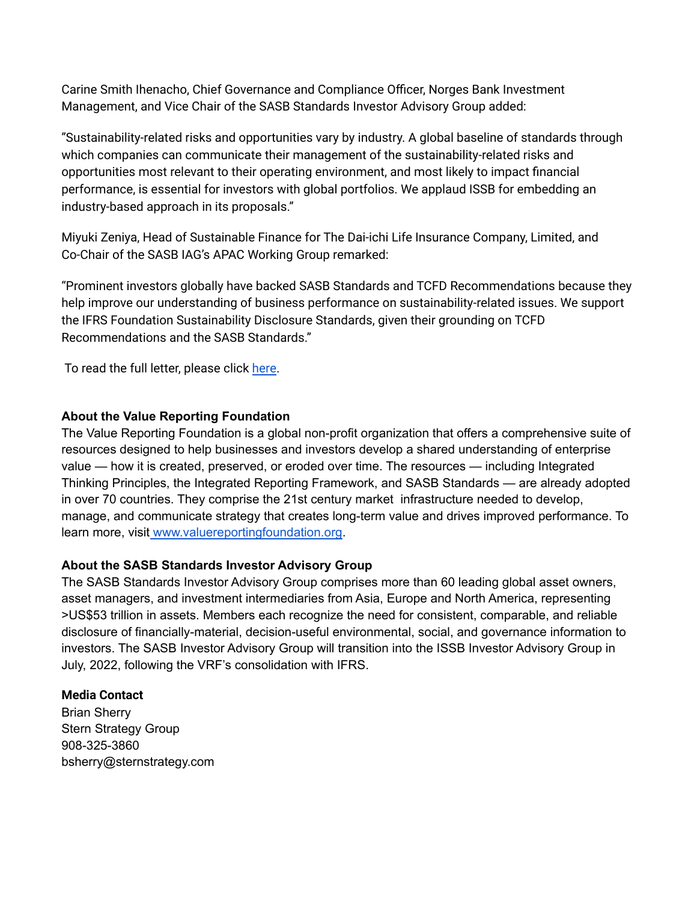Carine Smith Ihenacho, Chief Governance and Compliance Officer, Norges Bank Investment Management, and Vice Chair of the SASB Standards Investor Advisory Group added:

"Sustainability-related risks and opportunities vary by industry. A global baseline of standards through which companies can communicate their management of the sustainability-related risks and opportunities most relevant to their operating environment, and most likely to impact financial performance, is essential for investors with global portfolios. We applaud ISSB for embedding an industry-based approach in its proposals."

Miyuki Zeniya, Head of Sustainable Finance for The Dai-ichi Life Insurance Company, Limited, and Co-Chair of the SASB IAG's APAC Working Group remarked:

"Prominent investors globally have backed SASB Standards and TCFD Recommendations because they help improve our understanding of business performance on sustainability-related issues. We support the IFRS Foundation Sustainability Disclosure Standards, given their grounding on TCFD Recommendations and the SASB Standards."

To read the full letter, please click here.

**About the Value Reporting Foundation**
The Value Reporting Foundation is a global non-profit organization that offers a comprehensive suite of resources designed to help businesses and investors develop a shared understanding of enterprise value — how it is created, preserved, or eroded over time. The resources — including Integrated Thinking Principles, the Integrated Reporting Framework, and SASB Standards — are already adopted in over 70 countries. They comprise the 21st century market infrastructure needed to develop, manage, and communicate strategy that creates long-term value and drives improved performance. To learn more, visit www.valuereportingfoundation.org.

**About the SASB Standards Investor Advisory Group**
The SASB Standards Investor Advisory Group comprises more than 60 leading global asset owners, asset managers, and investment intermediaries from Asia, Europe and North America, representing >US$53 trillion in assets. Members each recognize the need for consistent, comparable, and reliable disclosure of financially-material, decision-useful environmental, social, and governance information to investors. The SASB Investor Advisory Group will transition into the ISSB Investor Advisory Group in July, 2022, following the VRF's consolidation with IFRS.

**Media Contact**
Brian Sherry
Stern Strategy Group
908-325-3860
bsherry@sternstrategy.com